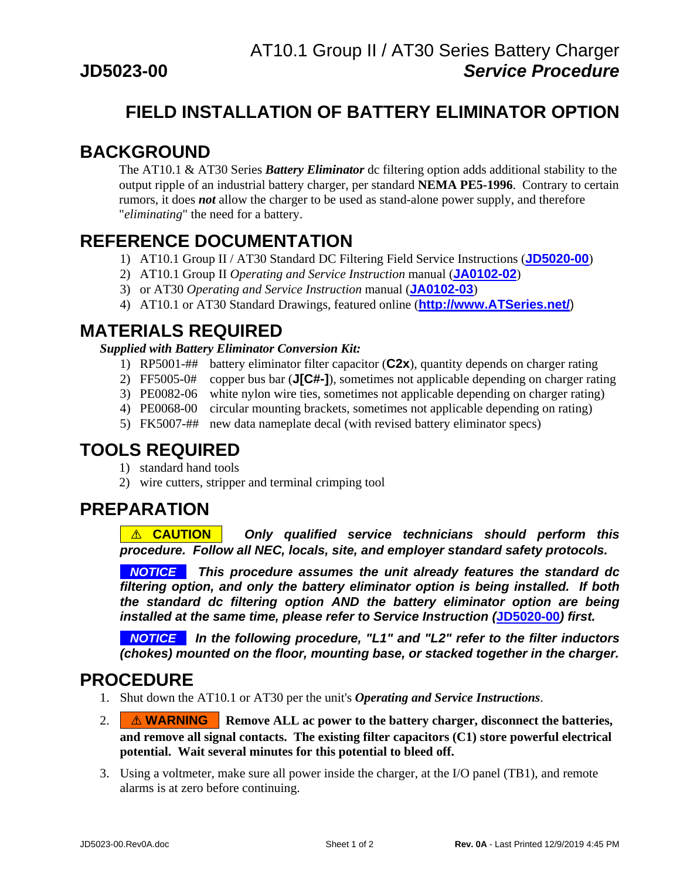AT10.1 Group II / AT30 Series Battery Charger

**JD5023-00** ***Service Procedure***

# FIELD INSTALLATION OF BATTERY ELIMINATOR OPTION

## BACKGROUND

The AT10.1 & AT30 Series ***Battery Eliminator*** dc filtering option adds additional stability to the output ripple of an industrial battery charger, per standard **NEMA PE5-1996**. Contrary to certain rumors, it does ***not*** allow the charger to be used as stand-alone power supply, and therefore "*eliminating*" the need for a battery.

## REFERENCE DOCUMENTATION

1) AT10.1 Group II / AT30 Standard DC Filtering Field Service Instructions (**JD5020-00**)
2) AT10.1 Group II *Operating and Service Instruction* manual (**JA0102-02**)
3) or AT30 *Operating and Service Instruction* manual (**JA0102-03**)
4) AT10.1 or AT30 Standard Drawings, featured online (**http://www.ATSeries.net/**)

## MATERIALS REQUIRED

***Supplied with Battery Eliminator Conversion Kit:***

1) RP5001-## battery eliminator filter capacitor (**C2x**), quantity depends on charger rating
2) FF5005-0# copper bus bar (**J[C#-]**), sometimes not applicable depending on charger rating
3) PE0082-06 white nylon wire ties, sometimes not applicable depending on charger rating)
4) PE0068-00 circular mounting brackets, sometimes not applicable depending on rating)
5) FK5007-## new data nameplate decal (with revised battery eliminator specs)

## TOOLS REQUIRED

1) standard hand tools
2) wire cutters, stripper and terminal crimping tool

## PREPARATION

**⚠ CAUTION** ***Only qualified service technicians should perform this procedure. Follow all NEC, locals, site, and employer standard safety protocols.***

***NOTICE*** ***This procedure assumes the unit already features the standard dc filtering option, and only the battery eliminator option is being installed. If both the standard dc filtering option AND the battery eliminator option are being installed at the same time, please refer to Service Instruction (JD5020-00) first.***

***NOTICE*** ***In the following procedure, "L1" and "L2" refer to the filter inductors (chokes) mounted on the floor, mounting base, or stacked together in the charger.***

## PROCEDURE

1. Shut down the AT10.1 or AT30 per the unit's ***Operating and Service Instructions***.
2. **⚠ WARNING** **Remove ALL ac power to the battery charger, disconnect the batteries, and remove all signal contacts. The existing filter capacitors (C1) store powerful electrical potential. Wait several minutes for this potential to bleed off.**
3. Using a voltmeter, make sure all power inside the charger, at the I/O panel (TB1), and remote alarms is at zero before continuing.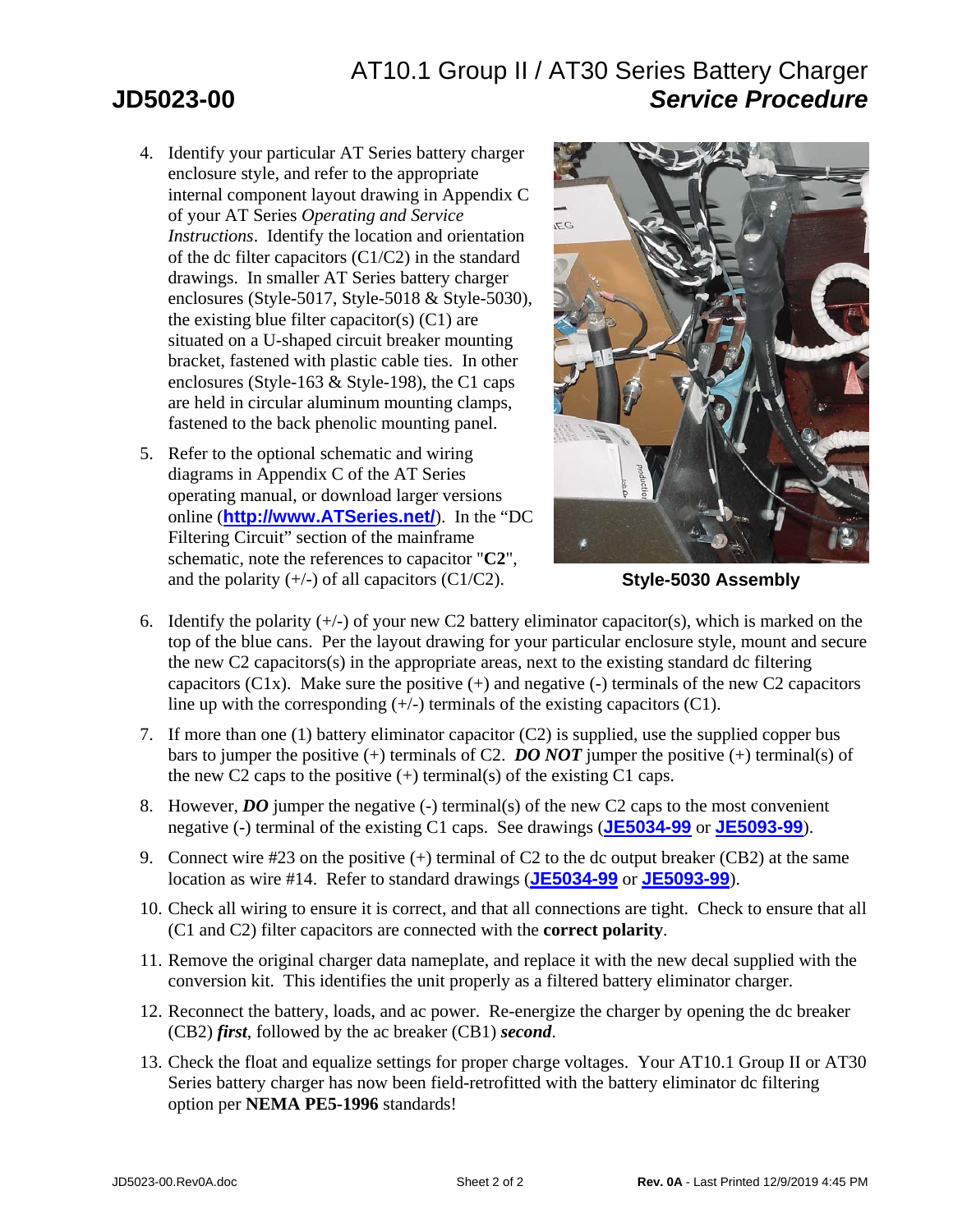4. Identify your particular AT Series battery charger enclosure style, and refer to the appropriate internal component layout drawing in Appendix C of your AT Series *Operating and Service Instructions*. Identify the location and orientation of the dc filter capacitors (C1/C2) in the standard drawings. In smaller AT Series battery charger enclosures (Style-5017, Style-5018 & Style-5030), the existing blue filter capacitor(s) (C1) are situated on a U-shaped circuit breaker mounting bracket, fastened with plastic cable ties. In other enclosures (Style-163 & Style-198), the C1 caps are held in circular aluminum mounting clamps, fastened to the back phenolic mounting panel.

5. Refer to the optional schematic and wiring diagrams in Appendix C of the AT Series operating manual, or download larger versions online (**http://www.ATSeries.net/**). In the "DC Filtering Circuit" section of the mainframe schematic, note the references to capacitor "**C2**", and the polarity (+/-) of all capacitors (C1/C2).

**Style-5030 Assembly**

6. Identify the polarity (+/-) of your new C2 battery eliminator capacitor(s), which is marked on the top of the blue cans. Per the layout drawing for your particular enclosure style, mount and secure the new C2 capacitors(s) in the appropriate areas, next to the existing standard dc filtering capacitors (C1x). Make sure the positive (+) and negative (-) terminals of the new C2 capacitors line up with the corresponding (+/-) terminals of the existing capacitors (C1).

7. If more than one (1) battery eliminator capacitor (C2) is supplied, use the supplied copper bus bars to jumper the positive (+) terminals of C2. ***DO NOT*** jumper the positive (+) terminal(s) of the new C2 caps to the positive (+) terminal(s) of the existing C1 caps.

8. However, ***DO*** jumper the negative (-) terminal(s) of the new C2 caps to the most convenient negative (-) terminal of the existing C1 caps. See drawings (**JE5034-99** or **JE5093-99**).

9. Connect wire #23 on the positive (+) terminal of C2 to the dc output breaker (CB2) at the same location as wire #14. Refer to standard drawings (**JE5034-99** or **JE5093-99**).

10. Check all wiring to ensure it is correct, and that all connections are tight. Check to ensure that all (C1 and C2) filter capacitors are connected with the **correct polarity**.

11. Remove the original charger data nameplate, and replace it with the new decal supplied with the conversion kit. This identifies the unit properly as a filtered battery eliminator charger.

12. Reconnect the battery, loads, and ac power. Re-energize the charger by opening the dc breaker (CB2) ***first***, followed by the ac breaker (CB1) ***second***.

13. Check the float and equalize settings for proper charge voltages. Your AT10.1 Group II or AT30 Series battery charger has now been field-retrofitted with the battery eliminator dc filtering option per **NEMA PE5-1996** standards!